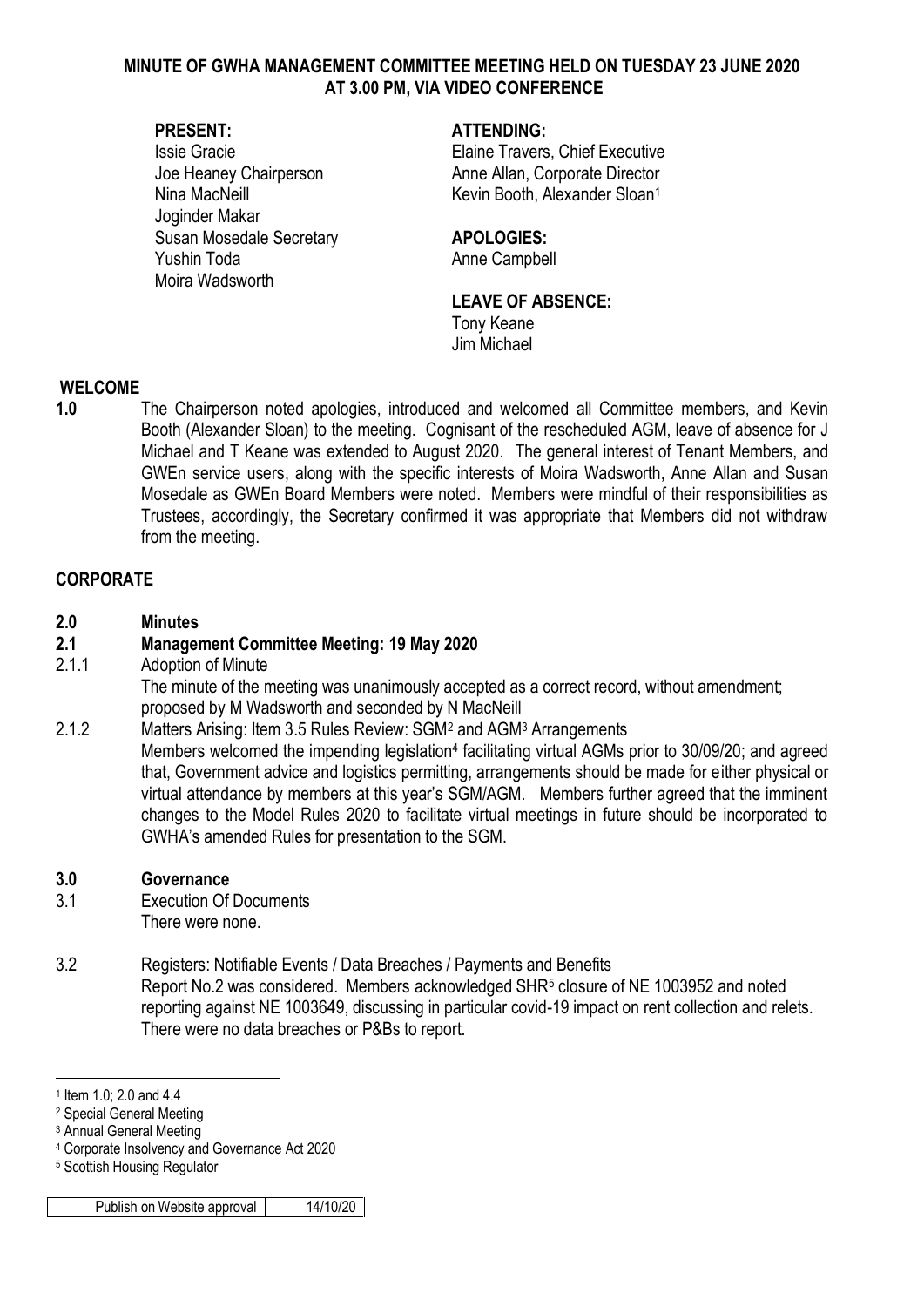# MINUTE OF GWHA MANAGEMENT COMMITTEE MEETING HELD ON TUESDAY 23 JUNE 2020 AT 3.00 PM, VIA VIDEO CONFERENCE

**PRESENT:**
Issie Gracie
Joe Heaney Chairperson
Nina MacNeill
Joginder Makar
Susan Mosedale Secretary
Yushin Toda
Moira Wadsworth

**ATTENDING:**
Elaine Travers, Chief Executive
Anne Allan, Corporate Director
Kevin Booth, Alexander Sloan[1]

**APOLOGIES:**
Anne Campbell

**LEAVE OF ABSENCE:**
Tony Keane
Jim Michael

## WELCOME

**1.0** The Chairperson noted apologies, introduced and welcomed all Committee members, and Kevin Booth (Alexander Sloan) to the meeting. Cognisant of the rescheduled AGM, leave of absence for J Michael and T Keane was extended to August 2020. The general interest of Tenant Members, and GWEn service users, along with the specific interests of Moira Wadsworth, Anne Allan and Susan Mosedale as GWEn Board Members were noted. Members were mindful of their responsibilities as Trustees, accordingly, the Secretary confirmed it was appropriate that Members did not withdraw from the meeting.

## CORPORATE

**2.0 Minutes**

**2.1 Management Committee Meeting: 19 May 2020**

2.1.1 Adoption of Minute
The minute of the meeting was unanimously accepted as a correct record, without amendment; proposed by M Wadsworth and seconded by N MacNeill

2.1.2 Matters Arising: Item 3.5 Rules Review: SGM[2] and AGM[3] Arrangements
Members welcomed the impending legislation[4] facilitating virtual AGMs prior to 30/09/20; and agreed that, Government advice and logistics permitting, arrangements should be made for either physical or virtual attendance by members at this year's SGM/AGM. Members further agreed that the imminent changes to the Model Rules 2020 to facilitate virtual meetings in future should be incorporated to GWHA's amended Rules for presentation to the SGM.

**3.0 Governance**

3.1 Execution Of Documents
There were none.

3.2 Registers: Notifiable Events / Data Breaches / Payments and Benefits
Report No.2 was considered. Members acknowledged SHR[5] closure of NE 1003952 and noted reporting against NE 1003649, discussing in particular covid-19 impact on rent collection and relets. There were no data breaches or P&Bs to report.

---

[1] Item 1.0; 2.0 and 4.4
[2] Special General Meeting
[3] Annual General Meeting
[4] Corporate Insolvency and Governance Act 2020
[5] Scottish Housing Regulator

| Publish on Website approval | 14/10/20 |
|---|---|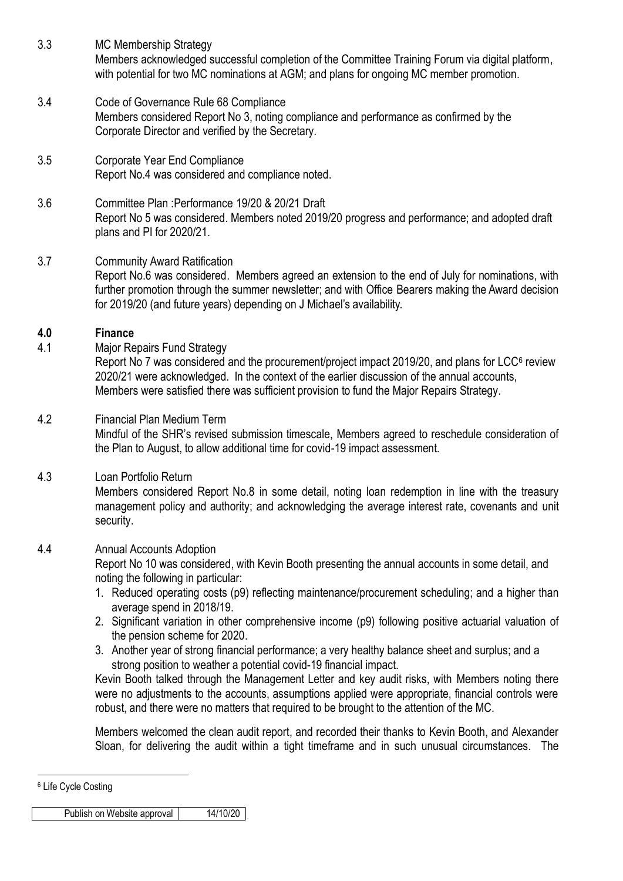3.3 MC Membership Strategy

Members acknowledged successful completion of the Committee Training Forum via digital platform, with potential for two MC nominations at AGM; and plans for ongoing MC member promotion.

3.4 Code of Governance Rule 68 Compliance

Members considered Report No 3, noting compliance and performance as confirmed by the Corporate Director and verified by the Secretary.

3.5 Corporate Year End Compliance

Report No.4 was considered and compliance noted.

3.6 Committee Plan :Performance 19/20 & 20/21 Draft

Report No 5 was considered. Members noted 2019/20 progress and performance; and adopted draft plans and PI for 2020/21.

3.7 Community Award Ratification

Report No.6 was considered. Members agreed an extension to the end of July for nominations, with further promotion through the summer newsletter; and with Office Bearers making the Award decision for 2019/20 (and future years) depending on J Michael's availability.

## 4.0 Finance

4.1 Major Repairs Fund Strategy

Report No 7 was considered and the procurement/project impact 2019/20, and plans for LCC[6] review 2020/21 were acknowledged. In the context of the earlier discussion of the annual accounts, Members were satisfied there was sufficient provision to fund the Major Repairs Strategy.

4.2 Financial Plan Medium Term

Mindful of the SHR's revised submission timescale, Members agreed to reschedule consideration of the Plan to August, to allow additional time for covid-19 impact assessment.

4.3 Loan Portfolio Return

Members considered Report No.8 in some detail, noting loan redemption in line with the treasury management policy and authority; and acknowledging the average interest rate, covenants and unit security.

4.4 Annual Accounts Adoption

Report No 10 was considered, with Kevin Booth presenting the annual accounts in some detail, and noting the following in particular:

1. Reduced operating costs (p9) reflecting maintenance/procurement scheduling; and a higher than average spend in 2018/19.
2. Significant variation in other comprehensive income (p9) following positive actuarial valuation of the pension scheme for 2020.
3. Another year of strong financial performance; a very healthy balance sheet and surplus; and a strong position to weather a potential covid-19 financial impact.

Kevin Booth talked through the Management Letter and key audit risks, with Members noting there were no adjustments to the accounts, assumptions applied were appropriate, financial controls were robust, and there were no matters that required to be brought to the attention of the MC.

Members welcomed the clean audit report, and recorded their thanks to Kevin Booth, and Alexander Sloan, for delivering the audit within a tight timeframe and in such unusual circumstances. The

---

[6] Life Cycle Costing

| Publish on Website approval | 14/10/20 |
|---|---|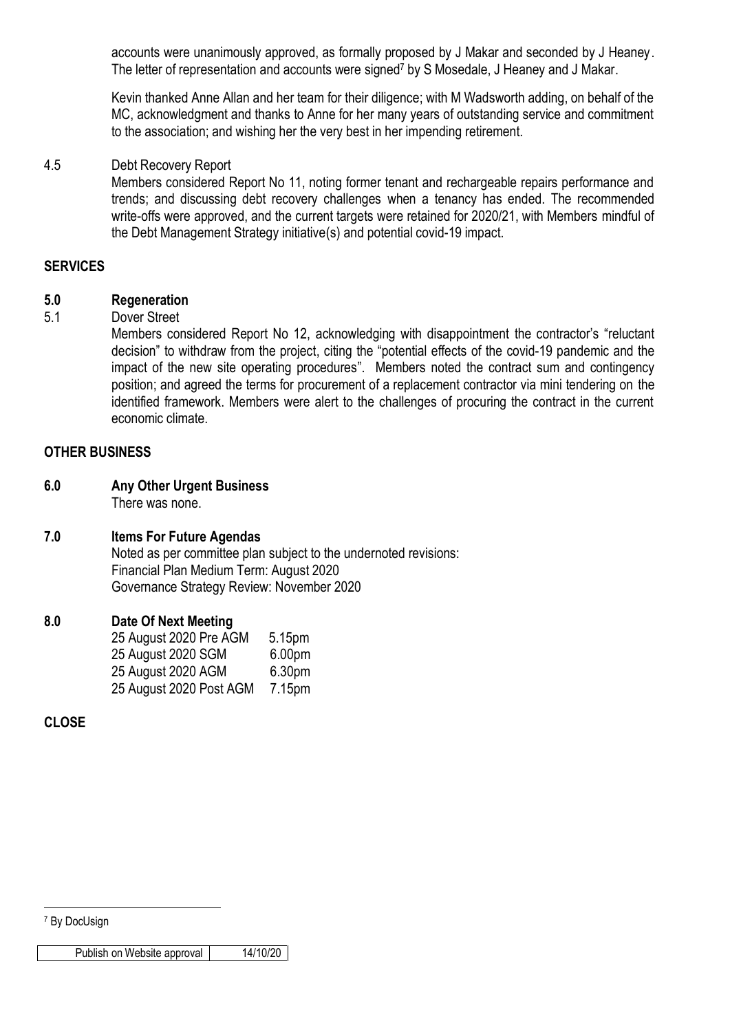accounts were unanimously approved, as formally proposed by J Makar and seconded by J Heaney. The letter of representation and accounts were signed[7] by S Mosedale, J Heaney and J Makar.

Kevin thanked Anne Allan and her team for their diligence; with M Wadsworth adding, on behalf of the MC, acknowledgment and thanks to Anne for her many years of outstanding service and commitment to the association; and wishing her the very best in her impending retirement.

4.5 Debt Recovery Report

Members considered Report No 11, noting former tenant and rechargeable repairs performance and trends; and discussing debt recovery challenges when a tenancy has ended. The recommended write-offs were approved, and the current targets were retained for 2020/21, with Members mindful of the Debt Management Strategy initiative(s) and potential covid-19 impact.

## SERVICES

### 5.0 Regeneration

5.1 Dover Street

Members considered Report No 12, acknowledging with disappointment the contractor's "reluctant decision" to withdraw from the project, citing the "potential effects of the covid-19 pandemic and the impact of the new site operating procedures". Members noted the contract sum and contingency position; and agreed the terms for procurement of a replacement contractor via mini tendering on the identified framework. Members were alert to the challenges of procuring the contract in the current economic climate.

## OTHER BUSINESS

### 6.0 Any Other Urgent Business

There was none.

### 7.0 Items For Future Agendas

Noted as per committee plan subject to the undernoted revisions:
Financial Plan Medium Term: August 2020
Governance Strategy Review: November 2020

### 8.0 Date Of Next Meeting

| | |
|---|---|
| 25 August 2020 Pre AGM | 5.15pm |
| 25 August 2020 SGM | 6.00pm |
| 25 August 2020 AGM | 6.30pm |
| 25 August 2020 Post AGM | 7.15pm |

## CLOSE

[7] By DocUsign

| Publish on Website approval | 14/10/20 |
|---|---|